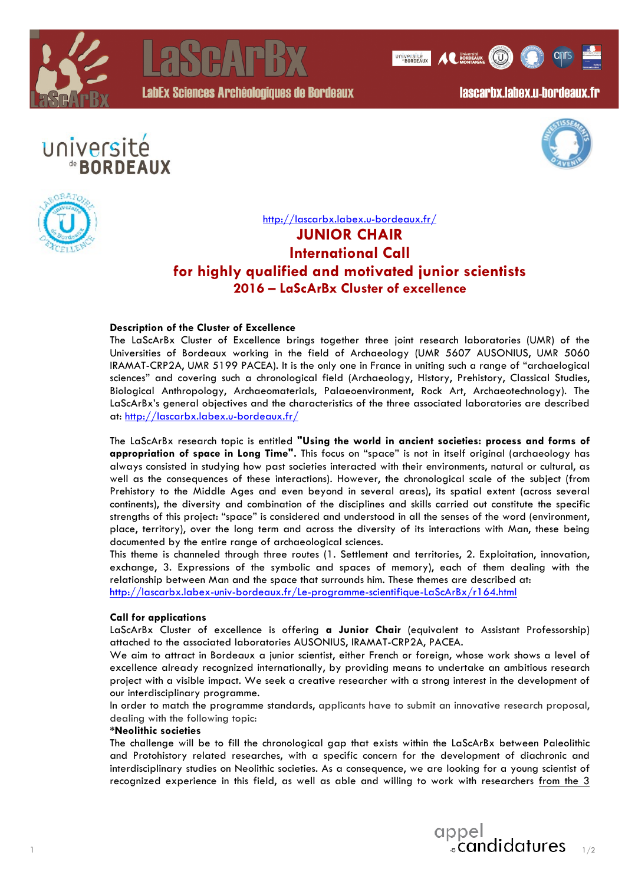http://lascarbx.labex.u-bordeaux.fr/

# JUNIOR CHAIR
## International Call
## for highly qualified and motivated junior scientists
### 2016 – LaScArBx Cluster of excellence

**Description of the Cluster of Excellence**

The LaScArBx Cluster of Excellence brings together three joint research laboratories (UMR) of the Universities of Bordeaux working in the field of Archaeology (UMR 5607 AUSONIUS, UMR 5060 IRAMAT-CRP2A, UMR 5199 PACEA). It is the only one in France in uniting such a range of "archaeological sciences" and covering such a chronological field (Archaeology, History, Prehistory, Classical Studies, Biological Anthropology, Archaeomaterials, Palaeoenvironment, Rock Art, Archaeotechnology). The LaScArBx's general objectives and the characteristics of the three associated laboratories are described at: http://lascarbx.labex.u-bordeaux.fr/

The LaScArBx research topic is entitled **"Using the world in ancient societies: process and forms of appropriation of space in Long Time"**. This focus on "space" is not in itself original (archaeology has always consisted in studying how past societies interacted with their environments, natural or cultural, as well as the consequences of these interactions). However, the chronological scale of the subject (from Prehistory to the Middle Ages and even beyond in several areas), its spatial extent (across several continents), the diversity and combination of the disciplines and skills carried out constitute the specific strengths of this project: "space" is considered and understood in all the senses of the word (environment, place, territory), over the long term and across the diversity of its interactions with Man, these being documented by the entire range of archaeological sciences.
This theme is channeled through three routes (1. Settlement and territories, 2. Exploitation, innovation, exchange, 3. Expressions of the symbolic and spaces of memory), each of them dealing with the relationship between Man and the space that surrounds him. These themes are described at:
http://lascarbx.labex-univ-bordeaux.fr/Le-programme-scientifique-LaScArBx/r164.html

**Call for applications**

LaScArBx Cluster of excellence is offering **a Junior Chair** (equivalent to Assistant Professorship) attached to the associated laboratories AUSONIUS, IRAMAT-CRP2A, PACEA.
We aim to attract in Bordeaux a junior scientist, either French or foreign, whose work shows a level of excellence already recognized internationally, by providing means to undertake an ambitious research project with a visible impact. We seek a creative researcher with a strong interest in the development of our interdisciplinary programme.
In order to match the programme standards, applicants have to submit an innovative research proposal, dealing with the following topic:
***Neolithic societies**
The challenge will be to fill the chronological gap that exists within the LaScArBx between Paleolithic and Protohistory related researches, with a specific concern for the development of diachronic and interdisciplinary studies on Neolithic societies. As a consequence, we are looking for a young scientist of recognized experience in this field, as well as able and willing to work with researchers from the 3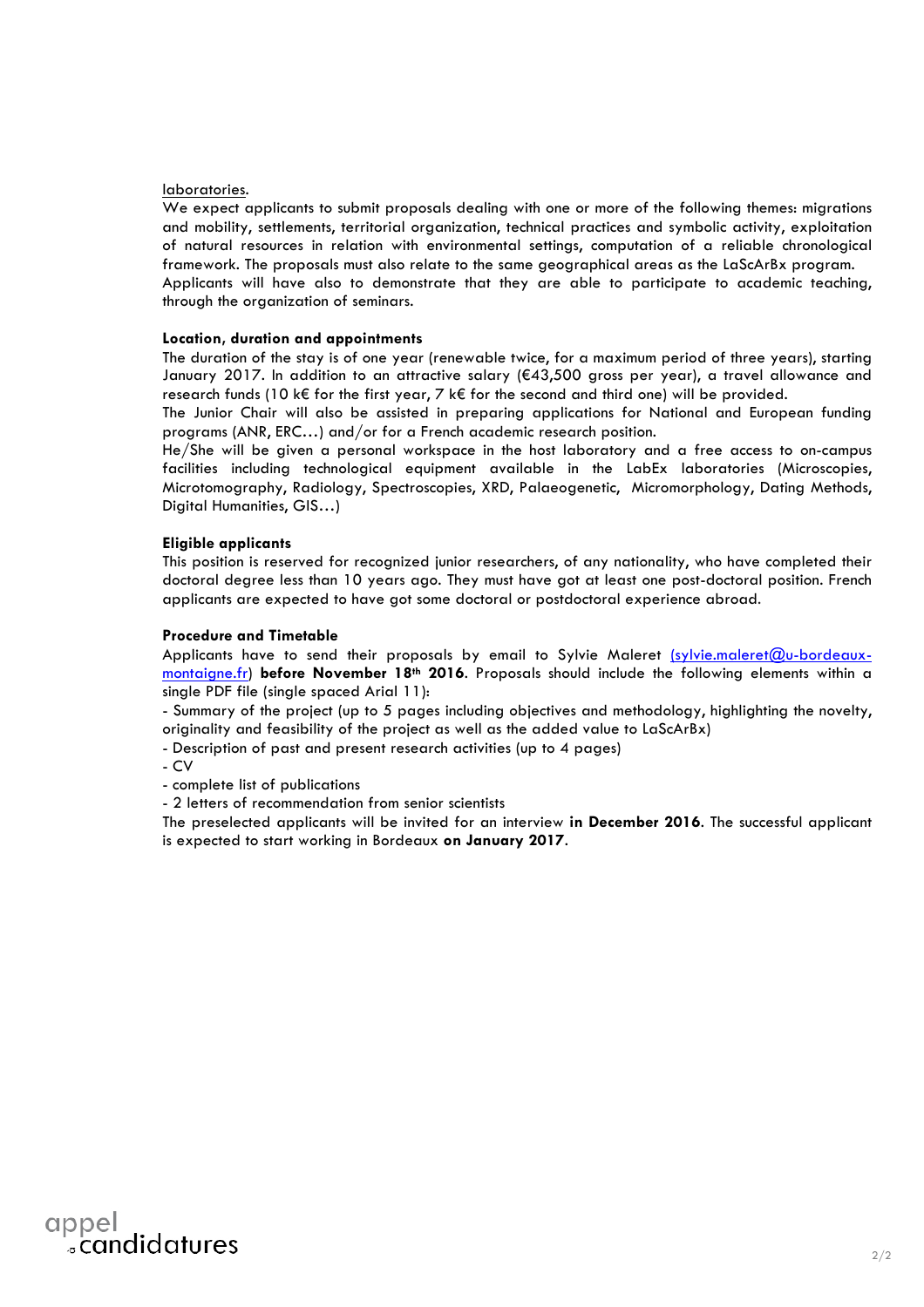laboratories.

We expect applicants to submit proposals dealing with one or more of the following themes: migrations and mobility, settlements, territorial organization, technical practices and symbolic activity, exploitation of natural resources in relation with environmental settings, computation of a reliable chronological framework. The proposals must also relate to the same geographical areas as the LaScArBx program.

Applicants will have also to demonstrate that they are able to participate to academic teaching, through the organization of seminars.

**Location, duration and appointments**

The duration of the stay is of one year (renewable twice, for a maximum period of three years), starting January 2017. In addition to an attractive salary (€43,500 gross per year), a travel allowance and research funds (10 k€ for the first year, 7 k€ for the second and third one) will be provided.

The Junior Chair will also be assisted in preparing applications for National and European funding programs (ANR, ERC…) and/or for a French academic research position.

He/She will be given a personal workspace in the host laboratory and a free access to on-campus facilities including technological equipment available in the LabEx laboratories (Microscopies, Microtomography, Radiology, Spectroscopies, XRD, Palaeogenetic, Micromorphology, Dating Methods, Digital Humanities, GIS…)

**Eligible applicants**

This position is reserved for recognized junior researchers, of any nationality, who have completed their doctoral degree less than 10 years ago. They must have got at least one post-doctoral position. French applicants are expected to have got some doctoral or postdoctoral experience abroad.

**Procedure and Timetable**

Applicants have to send their proposals by email to Sylvie Maleret (sylvie.maleret@u-bordeaux-montaigne.fr) **before November 18th 2016**. Proposals should include the following elements within a single PDF file (single spaced Arial 11):

- Summary of the project (up to 5 pages including objectives and methodology, highlighting the novelty, originality and feasibility of the project as well as the added value to LaScArBx)
- Description of past and present research activities (up to 4 pages)
- CV
- complete list of publications
- 2 letters of recommendation from senior scientists

The preselected applicants will be invited for an interview **in December 2016**. The successful applicant is expected to start working in Bordeaux **on January 2017**.